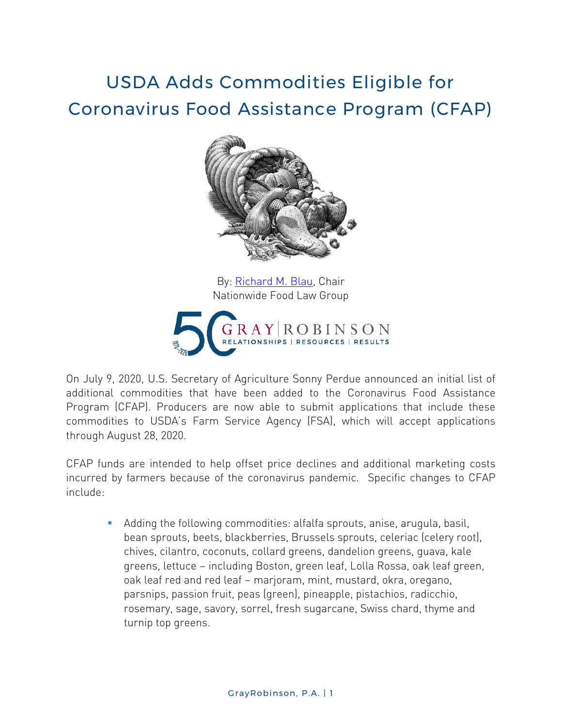# USDA Adds Commodities Eligible for Coronavirus Food Assistance Program (CFAP)

By: Richard M. Blau, Chair
Nationwide Food Law Group

On July 9, 2020, U.S. Secretary of Agriculture Sonny Perdue announced an initial list of additional commodities that have been added to the Coronavirus Food Assistance Program (CFAP). Producers are now able to submit applications that include these commodities to USDA's Farm Service Agency (FSA), which will accept applications through August 28, 2020.

CFAP funds are intended to help offset price declines and additional marketing costs incurred by farmers because of the coronavirus pandemic. Specific changes to CFAP include:

- Adding the following commodities: alfalfa sprouts, anise, arugula, basil, bean sprouts, beets, blackberries, Brussels sprouts, celeriac (celery root), chives, cilantro, coconuts, collard greens, dandelion greens, guava, kale greens, lettuce – including Boston, green leaf, Lolla Rossa, oak leaf green, oak leaf red and red leaf – marjoram, mint, mustard, okra, oregano, parsnips, passion fruit, peas (green), pineapple, pistachios, radicchio, rosemary, sage, savory, sorrel, fresh sugarcane, Swiss chard, thyme and turnip top greens.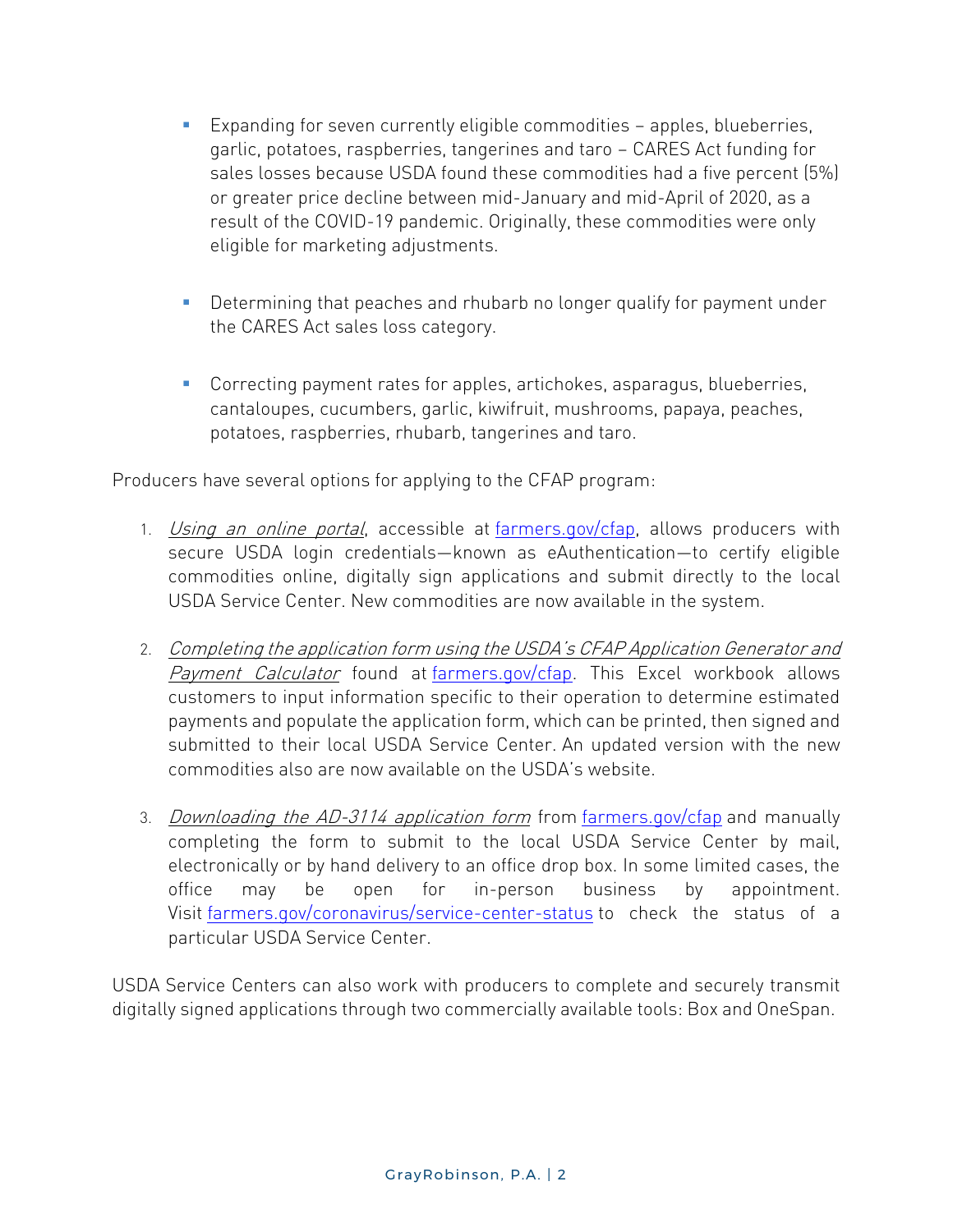- Expanding for seven currently eligible commodities – apples, blueberries, garlic, potatoes, raspberries, tangerines and taro – CARES Act funding for sales losses because USDA found these commodities had a five percent (5%) or greater price decline between mid-January and mid-April of 2020, as a result of the COVID-19 pandemic. Originally, these commodities were only eligible for marketing adjustments.

- Determining that peaches and rhubarb no longer qualify for payment under the CARES Act sales loss category.

- Correcting payment rates for apples, artichokes, asparagus, blueberries, cantaloupes, cucumbers, garlic, kiwifruit, mushrooms, papaya, peaches, potatoes, raspberries, rhubarb, tangerines and taro.

Producers have several options for applying to the CFAP program:

1. *Using an online portal*, accessible at farmers.gov/cfap, allows producers with secure USDA login credentials—known as eAuthentication—to certify eligible commodities online, digitally sign applications and submit directly to the local USDA Service Center. New commodities are now available in the system.

2. *Completing the application form using the USDA's CFAP Application Generator and Payment Calculator* found at farmers.gov/cfap. This Excel workbook allows customers to input information specific to their operation to determine estimated payments and populate the application form, which can be printed, then signed and submitted to their local USDA Service Center. An updated version with the new commodities also are now available on the USDA's website.

3. *Downloading the AD-3114 application form* from farmers.gov/cfap and manually completing the form to submit to the local USDA Service Center by mail, electronically or by hand delivery to an office drop box. In some limited cases, the office may be open for in-person business by appointment. Visit farmers.gov/coronavirus/service-center-status to check the status of a particular USDA Service Center.

USDA Service Centers can also work with producers to complete and securely transmit digitally signed applications through two commercially available tools: Box and OneSpan.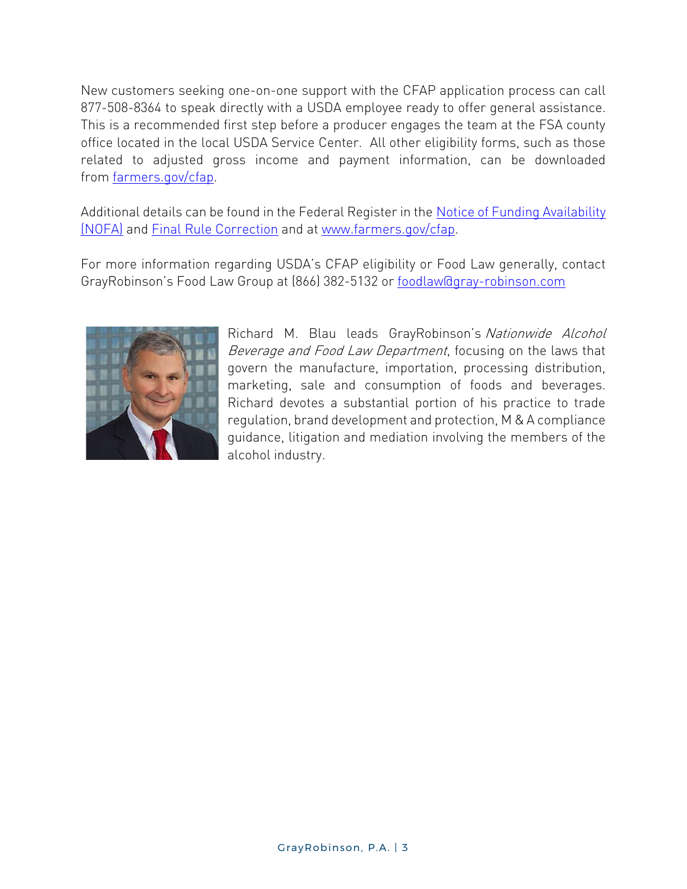New customers seeking one-on-one support with the CFAP application process can call 877-508-8364 to speak directly with a USDA employee ready to offer general assistance. This is a recommended first step before a producer engages the team at the FSA county office located in the local USDA Service Center. All other eligibility forms, such as those related to adjusted gross income and payment information, can be downloaded from farmers.gov/cfap.

Additional details can be found in the Federal Register in the Notice of Funding Availability (NOFA) and Final Rule Correction and at www.farmers.gov/cfap.

For more information regarding USDA's CFAP eligibility or Food Law generally, contact GrayRobinson's Food Law Group at (866) 382-5132 or foodlaw@gray-robinson.com

Richard M. Blau leads GrayRobinson's *Nationwide Alcohol Beverage and Food Law Department*, focusing on the laws that govern the manufacture, importation, processing distribution, marketing, sale and consumption of foods and beverages. Richard devotes a substantial portion of his practice to trade regulation, brand development and protection, M & A compliance guidance, litigation and mediation involving the members of the alcohol industry.